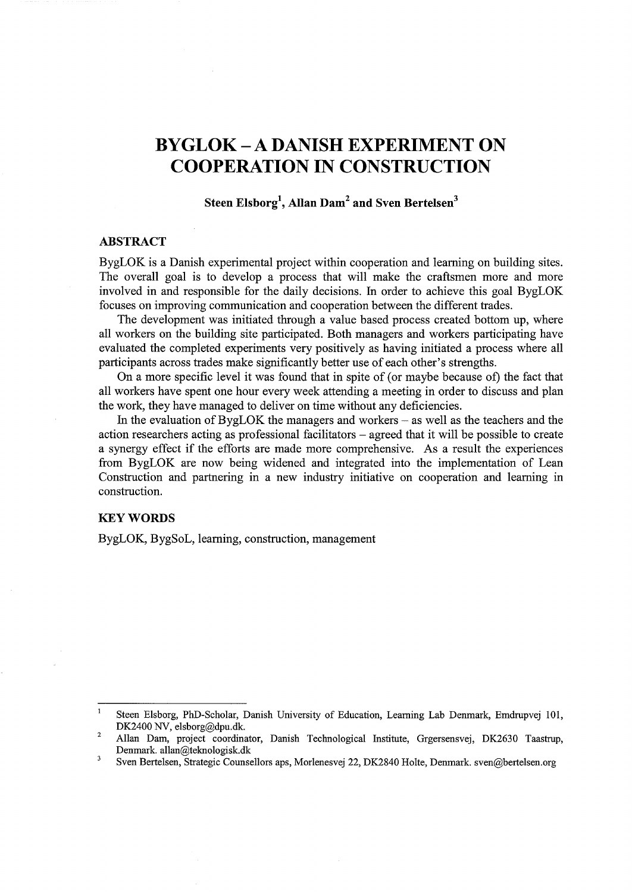# BYGLOK – A DANISH EXPERIMENT ON COOPERATION IN CONSTRUCTION

**Steen Elsborg[1], Allan Dam[2] and Sven Bertelsen[3]**

## ABSTRACT

BygLOK is a Danish experimental project within cooperation and learning on building sites. The overall goal is to develop a process that will make the craftsmen more and more involved in and responsible for the daily decisions. In order to achieve this goal BygLOK focuses on improving communication and cooperation between the different trades.

The development was initiated through a value based process created bottom up, where all workers on the building site participated. Both managers and workers participating have evaluated the completed experiments very positively as having initiated a process where all participants across trades make significantly better use of each other's strengths.

On a more specific level it was found that in spite of (or maybe because of) the fact that all workers have spent one hour every week attending a meeting in order to discuss and plan the work, they have managed to deliver on time without any deficiencies.

In the evaluation of BygLOK the managers and workers – as well as the teachers and the action researchers acting as professional facilitators – agreed that it will be possible to create a synergy effect if the efforts are made more comprehensive. As a result the experiences from BygLOK are now being widened and integrated into the implementation of Lean Construction and partnering in a new industry initiative on cooperation and learning in construction.

## KEY WORDS

BygLOK, BygSoL, learning, construction, management

---

[1] Steen Elsborg, PhD-Scholar, Danish University of Education, Learning Lab Denmark, Emdrupvej 101, DK2400 NV, elsborg@dpu.dk.

[2] Allan Dam, project coordinator, Danish Technological Institute, Grgersensvej, DK2630 Taastrup, Denmark. allan@teknologisk.dk

[3] Sven Bertelsen, Strategic Counsellors aps, Morlenesvej 22, DK2840 Holte, Denmark. sven@bertelsen.org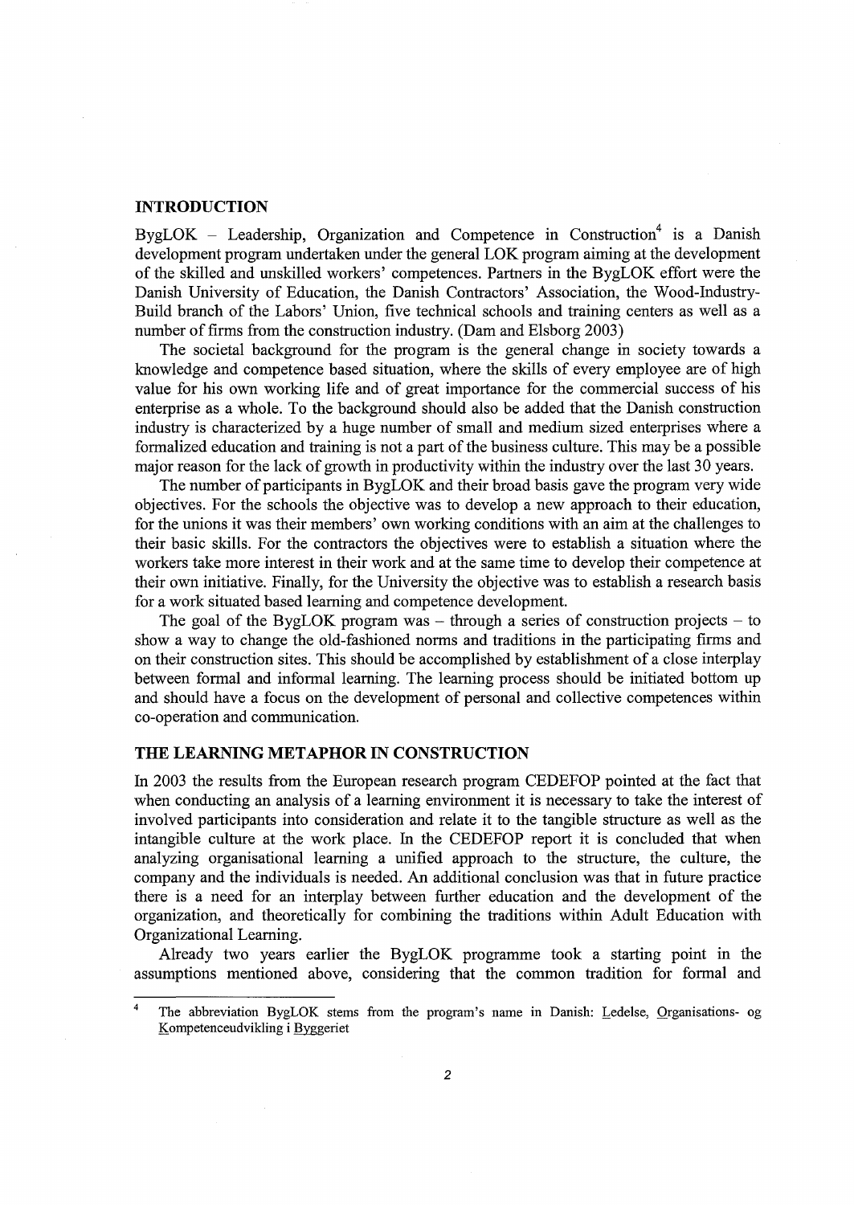## INTRODUCTION

BygLOK – Leadership, Organization and Competence in Construction[4] is a Danish development program undertaken under the general LOK program aiming at the development of the skilled and unskilled workers' competences. Partners in the BygLOK effort were the Danish University of Education, the Danish Contractors' Association, the Wood-Industry-Build branch of the Labors' Union, five technical schools and training centers as well as a number of firms from the construction industry. (Dam and Elsborg 2003)

The societal background for the program is the general change in society towards a knowledge and competence based situation, where the skills of every employee are of high value for his own working life and of great importance for the commercial success of his enterprise as a whole. To the background should also be added that the Danish construction industry is characterized by a huge number of small and medium sized enterprises where a formalized education and training is not a part of the business culture. This may be a possible major reason for the lack of growth in productivity within the industry over the last 30 years.

The number of participants in BygLOK and their broad basis gave the program very wide objectives. For the schools the objective was to develop a new approach to their education, for the unions it was their members' own working conditions with an aim at the challenges to their basic skills. For the contractors the objectives were to establish a situation where the workers take more interest in their work and at the same time to develop their competence at their own initiative. Finally, for the University the objective was to establish a research basis for a work situated based learning and competence development.

The goal of the BygLOK program was – through a series of construction projects – to show a way to change the old-fashioned norms and traditions in the participating firms and on their construction sites. This should be accomplished by establishment of a close interplay between formal and informal learning. The learning process should be initiated bottom up and should have a focus on the development of personal and collective competences within co-operation and communication.

## THE LEARNING METAPHOR IN CONSTRUCTION

In 2003 the results from the European research program CEDEFOP pointed at the fact that when conducting an analysis of a learning environment it is necessary to take the interest of involved participants into consideration and relate it to the tangible structure as well as the intangible culture at the work place. In the CEDEFOP report it is concluded that when analyzing organisational learning a unified approach to the structure, the culture, the company and the individuals is needed. An additional conclusion was that in future practice there is a need for an interplay between further education and the development of the organization, and theoretically for combining the traditions within Adult Education with Organizational Learning.

Already two years earlier the BygLOK programme took a starting point in the assumptions mentioned above, considering that the common tradition for formal and

---

[4] The abbreviation BygLOK stems from the program's name in Danish: Ledelse, Organisations- og Kompetenceudvikling i Byggeriet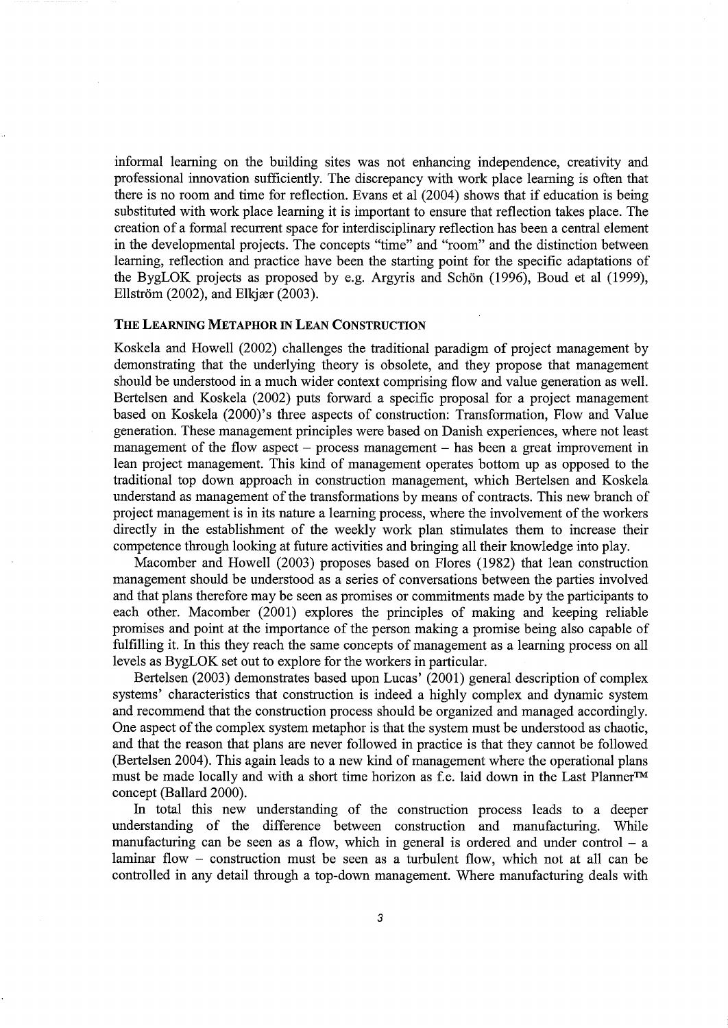informal learning on the building sites was not enhancing independence, creativity and professional innovation sufficiently. The discrepancy with work place learning is often that there is no room and time for reflection. Evans et al (2004) shows that if education is being substituted with work place learning it is important to ensure that reflection takes place. The creation of a formal recurrent space for interdisciplinary reflection has been a central element in the developmental projects. The concepts "time" and "room" and the distinction between learning, reflection and practice have been the starting point for the specific adaptations of the BygLOK projects as proposed by e.g. Argyris and Schön (1996), Boud et al (1999), Ellström (2002), and Elkjær (2003).

## THE LEARNING METAPHOR IN LEAN CONSTRUCTION

Koskela and Howell (2002) challenges the traditional paradigm of project management by demonstrating that the underlying theory is obsolete, and they propose that management should be understood in a much wider context comprising flow and value generation as well. Bertelsen and Koskela (2002) puts forward a specific proposal for a project management based on Koskela (2000)'s three aspects of construction: Transformation, Flow and Value generation. These management principles were based on Danish experiences, where not least management of the flow aspect – process management – has been a great improvement in lean project management. This kind of management operates bottom up as opposed to the traditional top down approach in construction management, which Bertelsen and Koskela understand as management of the transformations by means of contracts. This new branch of project management is in its nature a learning process, where the involvement of the workers directly in the establishment of the weekly work plan stimulates them to increase their competence through looking at future activities and bringing all their knowledge into play.

Macomber and Howell (2003) proposes based on Flores (1982) that lean construction management should be understood as a series of conversations between the parties involved and that plans therefore may be seen as promises or commitments made by the participants to each other. Macomber (2001) explores the principles of making and keeping reliable promises and point at the importance of the person making a promise being also capable of fulfilling it. In this they reach the same concepts of management as a learning process on all levels as BygLOK set out to explore for the workers in particular.

Bertelsen (2003) demonstrates based upon Lucas' (2001) general description of complex systems' characteristics that construction is indeed a highly complex and dynamic system and recommend that the construction process should be organized and managed accordingly. One aspect of the complex system metaphor is that the system must be understood as chaotic, and that the reason that plans are never followed in practice is that they cannot be followed (Bertelsen 2004). This again leads to a new kind of management where the operational plans must be made locally and with a short time horizon as f.e. laid down in the Last Planner™ concept (Ballard 2000).

In total this new understanding of the construction process leads to a deeper understanding of the difference between construction and manufacturing. While manufacturing can be seen as a flow, which in general is ordered and under control – a laminar flow – construction must be seen as a turbulent flow, which not at all can be controlled in any detail through a top-down management. Where manufacturing deals with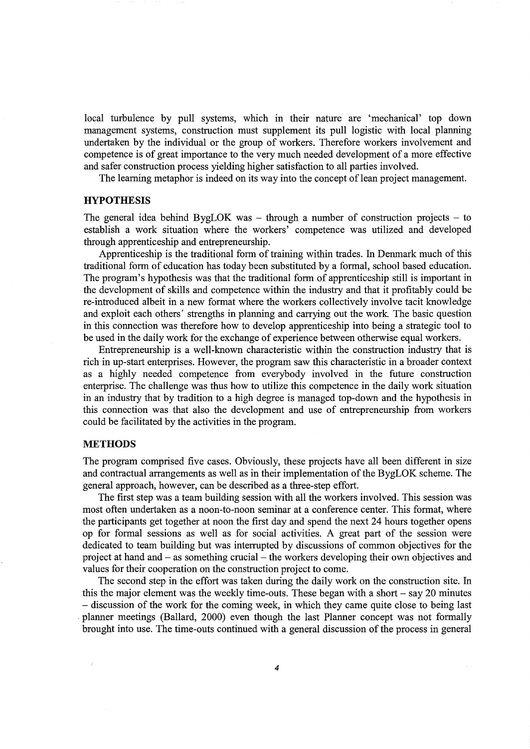local turbulence by pull systems, which in their nature are 'mechanical' top down management systems, construction must supplement its pull logistic with local planning undertaken by the individual or the group of workers. Therefore workers involvement and competence is of great importance to the very much needed development of a more effective and safer construction process yielding higher satisfaction to all parties involved.

The learning metaphor is indeed on its way into the concept of lean project management.

## HYPOTHESIS

The general idea behind BygLOK was – through a number of construction projects – to establish a work situation where the workers' competence was utilized and developed through apprenticeship and entrepreneurship.

Apprenticeship is the traditional form of training within trades. In Denmark much of this traditional form of education has today been substituted by a formal, school based education. The program's hypothesis was that the traditional form of apprenticeship still is important in the development of skills and competence within the industry and that it profitably could be re-introduced albeit in a new format where the workers collectively involve tacit knowledge and exploit each others' strengths in planning and carrying out the work. The basic question in this connection was therefore how to develop apprenticeship into being a strategic tool to be used in the daily work for the exchange of experience between otherwise equal workers.

Entrepreneurship is a well-known characteristic within the construction industry that is rich in up-start enterprises. However, the program saw this characteristic in a broader context as a highly needed competence from everybody involved in the future construction enterprise. The challenge was thus how to utilize this competence in the daily work situation in an industry that by tradition to a high degree is managed top-down and the hypothesis in this connection was that also the development and use of entrepreneurship from workers could be facilitated by the activities in the program.

## METHODS

The program comprised five cases. Obviously, these projects have all been different in size and contractual arrangements as well as in their implementation of the BygLOK scheme. The general approach, however, can be described as a three-step effort.

The first step was a team building session with all the workers involved. This session was most often undertaken as a noon-to-noon seminar at a conference center. This format, where the participants get together at noon the first day and spend the next 24 hours together opens op for formal sessions as well as for social activities. A great part of the session were dedicated to team building but was interrupted by discussions of common objectives for the project at hand and – as something crucial – the workers developing their own objectives and values for their cooperation on the construction project to come.

The second step in the effort was taken during the daily work on the construction site. In this the major element was the weekly time-outs. These began with a short – say 20 minutes – discussion of the work for the coming week, in which they came quite close to being last planner meetings (Ballard, 2000) even though the last Planner concept was not formally brought into use. The time-outs continued with a general discussion of the process in general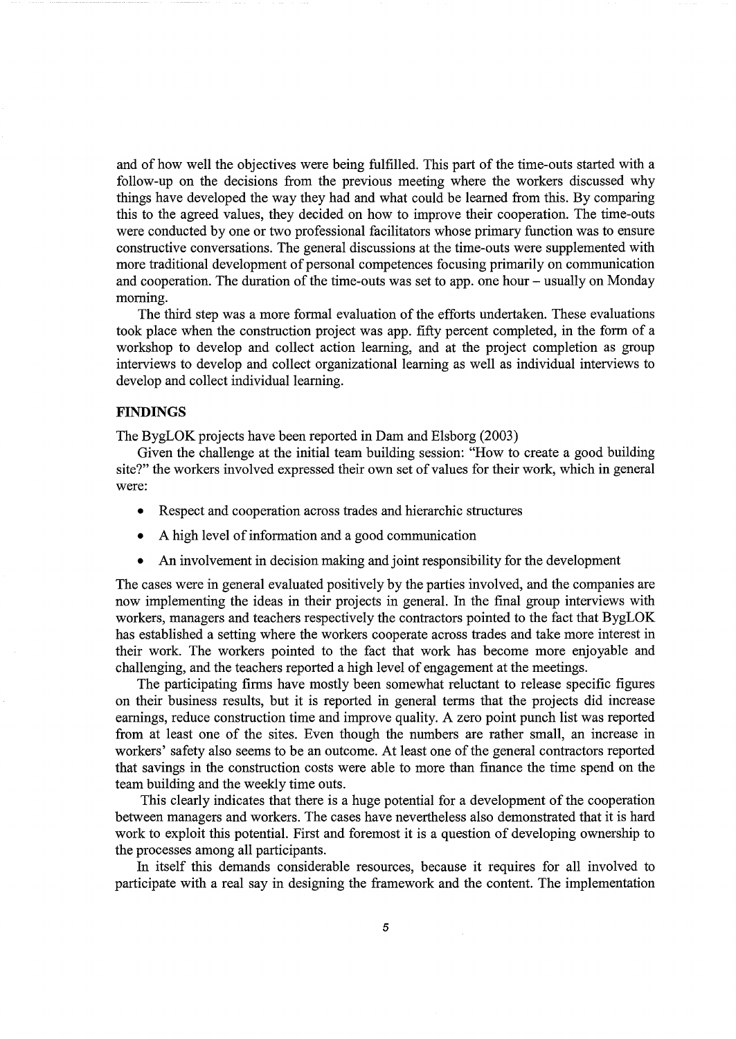and of how well the objectives were being fulfilled. This part of the time-outs started with a follow-up on the decisions from the previous meeting where the workers discussed why things have developed the way they had and what could be learned from this. By comparing this to the agreed values, they decided on how to improve their cooperation. The time-outs were conducted by one or two professional facilitators whose primary function was to ensure constructive conversations. The general discussions at the time-outs were supplemented with more traditional development of personal competences focusing primarily on communication and cooperation. The duration of the time-outs was set to app. one hour – usually on Monday morning.

The third step was a more formal evaluation of the efforts undertaken. These evaluations took place when the construction project was app. fifty percent completed, in the form of a workshop to develop and collect action learning, and at the project completion as group interviews to develop and collect organizational learning as well as individual interviews to develop and collect individual learning.

## FINDINGS

The BygLOK projects have been reported in Dam and Elsborg (2003)

Given the challenge at the initial team building session: "How to create a good building site?" the workers involved expressed their own set of values for their work, which in general were:

- Respect and cooperation across trades and hierarchic structures
- A high level of information and a good communication
- An involvement in decision making and joint responsibility for the development

The cases were in general evaluated positively by the parties involved, and the companies are now implementing the ideas in their projects in general. In the final group interviews with workers, managers and teachers respectively the contractors pointed to the fact that BygLOK has established a setting where the workers cooperate across trades and take more interest in their work. The workers pointed to the fact that work has become more enjoyable and challenging, and the teachers reported a high level of engagement at the meetings.

The participating firms have mostly been somewhat reluctant to release specific figures on their business results, but it is reported in general terms that the projects did increase earnings, reduce construction time and improve quality. A zero point punch list was reported from at least one of the sites. Even though the numbers are rather small, an increase in workers' safety also seems to be an outcome. At least one of the general contractors reported that savings in the construction costs were able to more than finance the time spend on the team building and the weekly time outs.

This clearly indicates that there is a huge potential for a development of the cooperation between managers and workers. The cases have nevertheless also demonstrated that it is hard work to exploit this potential. First and foremost it is a question of developing ownership to the processes among all participants.

In itself this demands considerable resources, because it requires for all involved to participate with a real say in designing the framework and the content. The implementation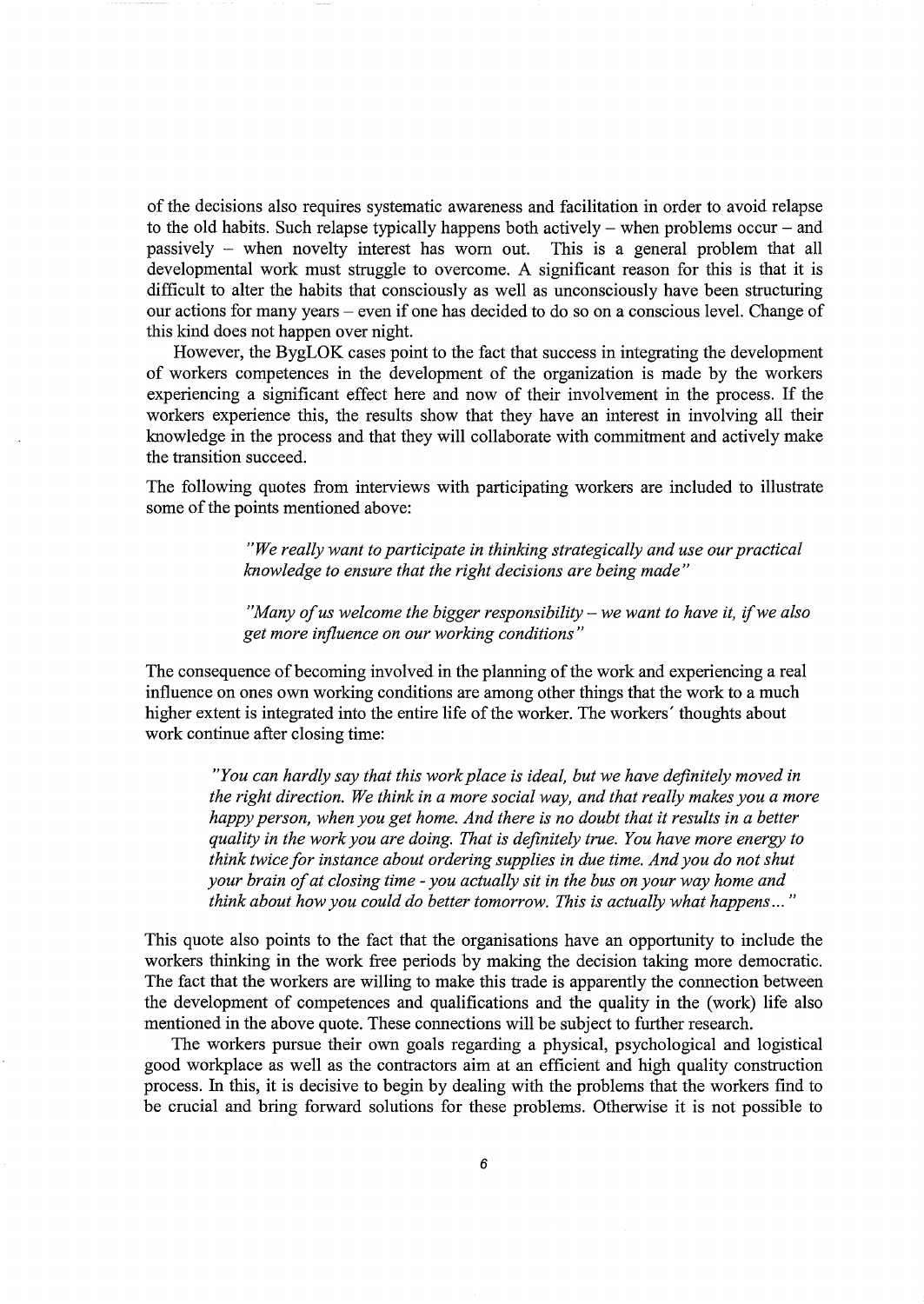of the decisions also requires systematic awareness and facilitation in order to avoid relapse to the old habits. Such relapse typically happens both actively – when problems occur – and passively – when novelty interest has worn out. This is a general problem that all developmental work must struggle to overcome. A significant reason for this is that it is difficult to alter the habits that consciously as well as unconsciously have been structuring our actions for many years – even if one has decided to do so on a conscious level. Change of this kind does not happen over night.

However, the BygLOK cases point to the fact that success in integrating the development of workers competences in the development of the organization is made by the workers experiencing a significant effect here and now of their involvement in the process. If the workers experience this, the results show that they have an interest in involving all their knowledge in the process and that they will collaborate with commitment and actively make the transition succeed.

The following quotes from interviews with participating workers are included to illustrate some of the points mentioned above:

> *"We really want to participate in thinking strategically and use our practical knowledge to ensure that the right decisions are being made"*
>
> *"Many of us welcome the bigger responsibility – we want to have it, if we also get more influence on our working conditions"*

The consequence of becoming involved in the planning of the work and experiencing a real influence on ones own working conditions are among other things that the work to a much higher extent is integrated into the entire life of the worker. The workers' thoughts about work continue after closing time:

> *"You can hardly say that this work place is ideal, but we have definitely moved in the right direction. We think in a more social way, and that really makes you a more happy person, when you get home. And there is no doubt that it results in a better quality in the work you are doing. That is definitely true. You have more energy to think twice for instance about ordering supplies in due time. And you do not shut your brain of at closing time - you actually sit in the bus on your way home and think about how you could do better tomorrow. This is actually what happens..."*

This quote also points to the fact that the organisations have an opportunity to include the workers thinking in the work free periods by making the decision taking more democratic. The fact that the workers are willing to make this trade is apparently the connection between the development of competences and qualifications and the quality in the (work) life also mentioned in the above quote. These connections will be subject to further research.

The workers pursue their own goals regarding a physical, psychological and logistical good workplace as well as the contractors aim at an efficient and high quality construction process. In this, it is decisive to begin by dealing with the problems that the workers find to be crucial and bring forward solutions for these problems. Otherwise it is not possible to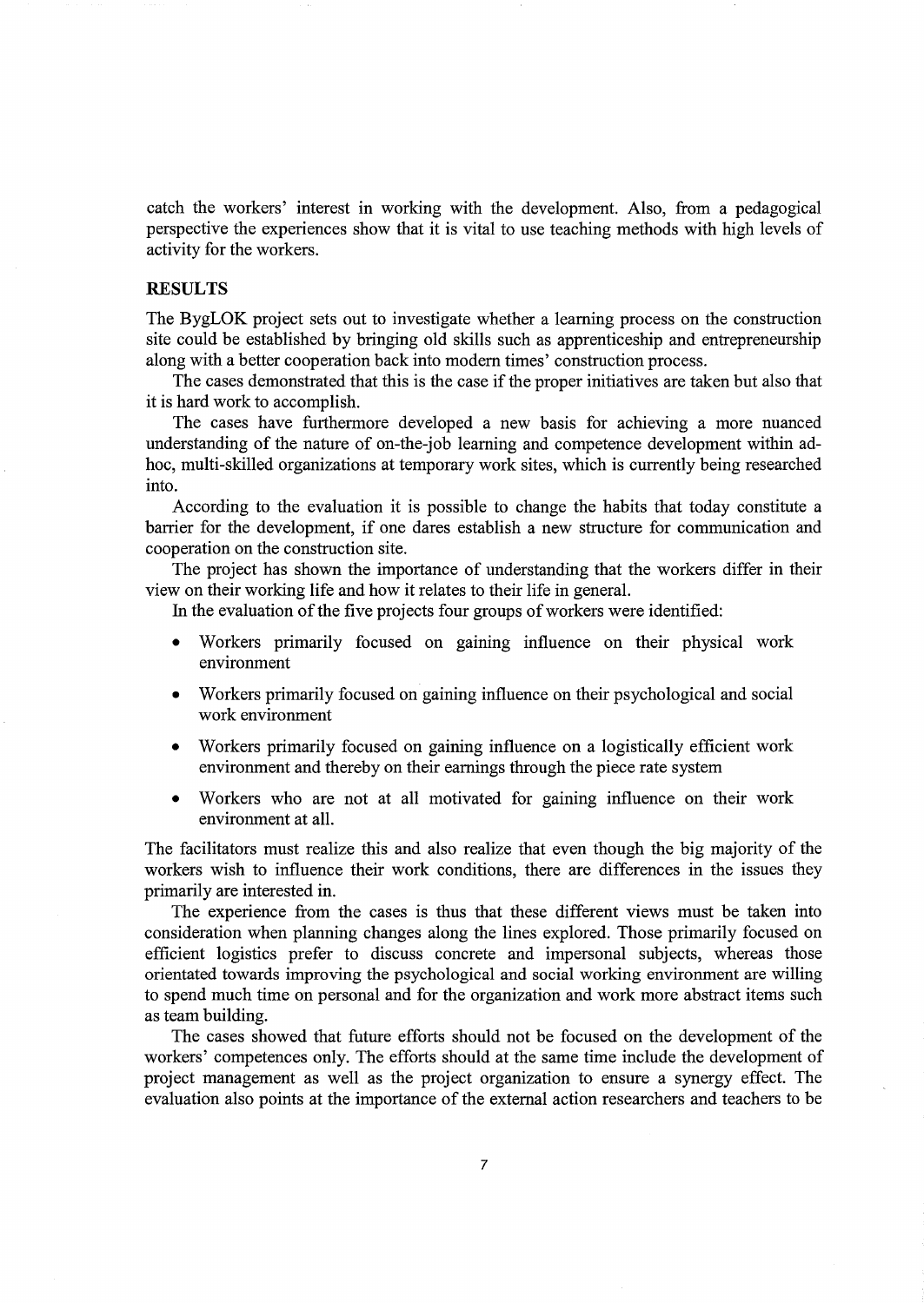catch the workers' interest in working with the development. Also, from a pedagogical perspective the experiences show that it is vital to use teaching methods with high levels of activity for the workers.

## RESULTS

The BygLOK project sets out to investigate whether a learning process on the construction site could be established by bringing old skills such as apprenticeship and entrepreneurship along with a better cooperation back into modern times' construction process.

The cases demonstrated that this is the case if the proper initiatives are taken but also that it is hard work to accomplish.

The cases have furthermore developed a new basis for achieving a more nuanced understanding of the nature of on-the-job learning and competence development within ad-hoc, multi-skilled organizations at temporary work sites, which is currently being researched into.

According to the evaluation it is possible to change the habits that today constitute a barrier for the development, if one dares establish a new structure for communication and cooperation on the construction site.

The project has shown the importance of understanding that the workers differ in their view on their working life and how it relates to their life in general.

In the evaluation of the five projects four groups of workers were identified:

- Workers primarily focused on gaining influence on their physical work environment
- Workers primarily focused on gaining influence on their psychological and social work environment
- Workers primarily focused on gaining influence on a logistically efficient work environment and thereby on their earnings through the piece rate system
- Workers who are not at all motivated for gaining influence on their work environment at all.

The facilitators must realize this and also realize that even though the big majority of the workers wish to influence their work conditions, there are differences in the issues they primarily are interested in.

The experience from the cases is thus that these different views must be taken into consideration when planning changes along the lines explored. Those primarily focused on efficient logistics prefer to discuss concrete and impersonal subjects, whereas those orientated towards improving the psychological and social working environment are willing to spend much time on personal and for the organization and work more abstract items such as team building.

The cases showed that future efforts should not be focused on the development of the workers' competences only. The efforts should at the same time include the development of project management as well as the project organization to ensure a synergy effect. The evaluation also points at the importance of the external action researchers and teachers to be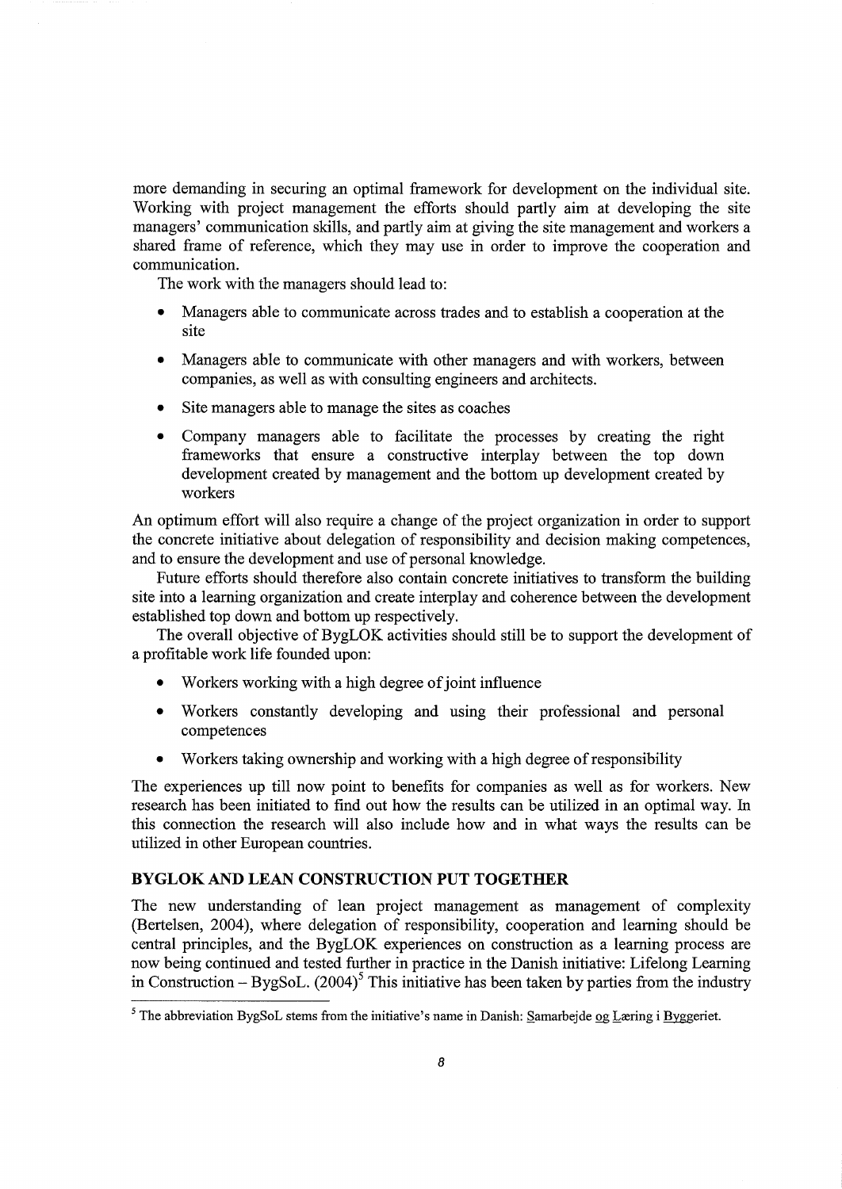more demanding in securing an optimal framework for development on the individual site. Working with project management the efforts should partly aim at developing the site managers' communication skills, and partly aim at giving the site management and workers a shared frame of reference, which they may use in order to improve the cooperation and communication.

The work with the managers should lead to:

- Managers able to communicate across trades and to establish a cooperation at the site
- Managers able to communicate with other managers and with workers, between companies, as well as with consulting engineers and architects.
- Site managers able to manage the sites as coaches
- Company managers able to facilitate the processes by creating the right frameworks that ensure a constructive interplay between the top down development created by management and the bottom up development created by workers

An optimum effort will also require a change of the project organization in order to support the concrete initiative about delegation of responsibility and decision making competences, and to ensure the development and use of personal knowledge.

Future efforts should therefore also contain concrete initiatives to transform the building site into a learning organization and create interplay and coherence between the development established top down and bottom up respectively.

The overall objective of BygLOK activities should still be to support the development of a profitable work life founded upon:

- Workers working with a high degree of joint influence
- Workers constantly developing and using their professional and personal competences
- Workers taking ownership and working with a high degree of responsibility

The experiences up till now point to benefits for companies as well as for workers. New research has been initiated to find out how the results can be utilized in an optimal way. In this connection the research will also include how and in what ways the results can be utilized in other European countries.

## BYGLOK AND LEAN CONSTRUCTION PUT TOGETHER

The new understanding of lean project management as management of complexity (Bertelsen, 2004), where delegation of responsibility, cooperation and learning should be central principles, and the BygLOK experiences on construction as a learning process are now being continued and tested further in practice in the Danish initiative: Lifelong Learning in Construction – BygSoL. (2004)[5] This initiative has been taken by parties from the industry

[5] The abbreviation BygSoL stems from the initiative's name in Danish: Samarbejde og Læring i Byggeriet.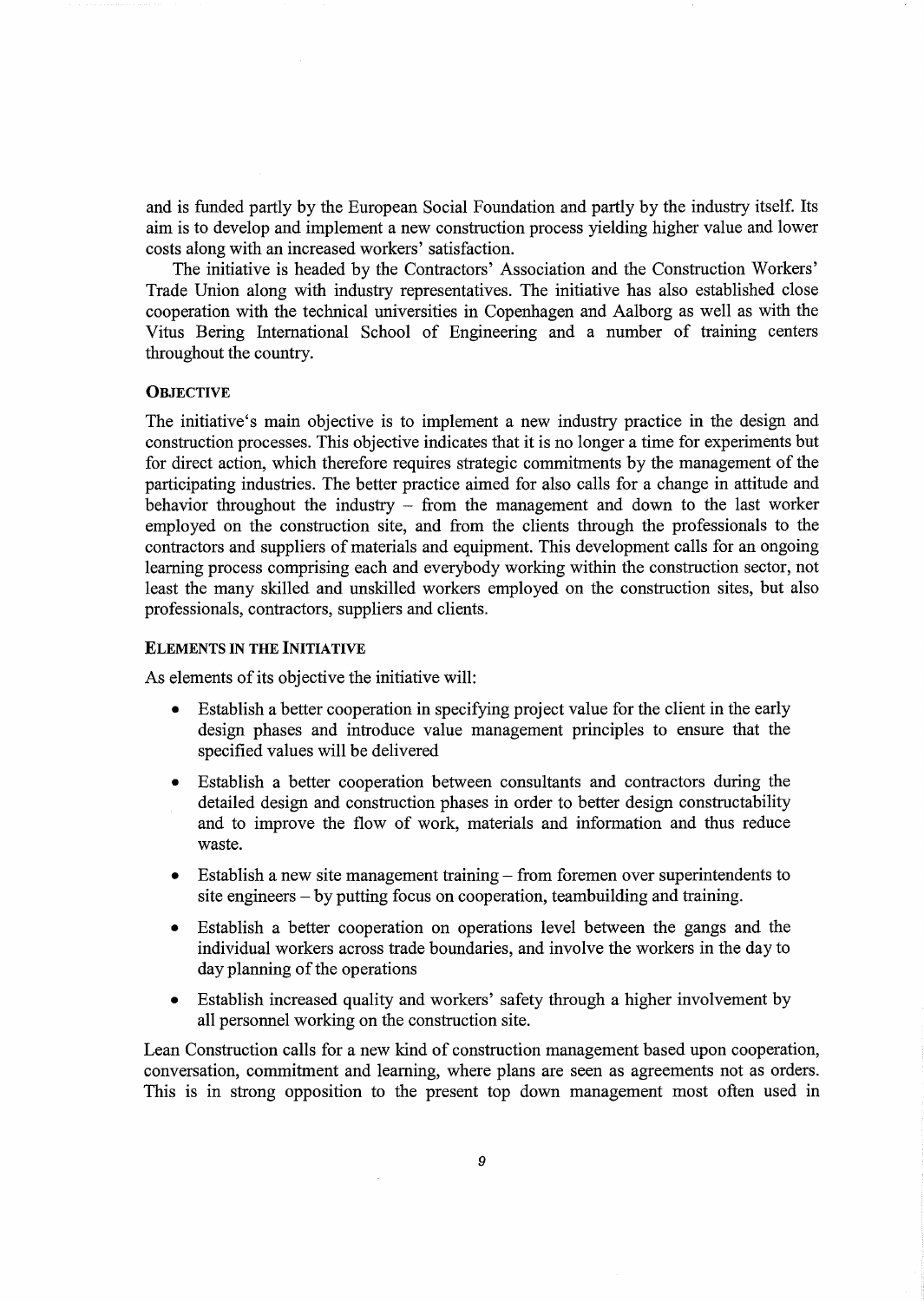and is funded partly by the European Social Foundation and partly by the industry itself. Its aim is to develop and implement a new construction process yielding higher value and lower costs along with an increased workers' satisfaction.

The initiative is headed by the Contractors' Association and the Construction Workers' Trade Union along with industry representatives. The initiative has also established close cooperation with the technical universities in Copenhagen and Aalborg as well as with the Vitus Bering International School of Engineering and a number of training centers throughout the country.

### OBJECTIVE

The initiative's main objective is to implement a new industry practice in the design and construction processes. This objective indicates that it is no longer a time for experiments but for direct action, which therefore requires strategic commitments by the management of the participating industries. The better practice aimed for also calls for a change in attitude and behavior throughout the industry – from the management and down to the last worker employed on the construction site, and from the clients through the professionals to the contractors and suppliers of materials and equipment. This development calls for an ongoing learning process comprising each and everybody working within the construction sector, not least the many skilled and unskilled workers employed on the construction sites, but also professionals, contractors, suppliers and clients.

### ELEMENTS IN THE INITIATIVE

As elements of its objective the initiative will:

- Establish a better cooperation in specifying project value for the client in the early design phases and introduce value management principles to ensure that the specified values will be delivered
- Establish a better cooperation between consultants and contractors during the detailed design and construction phases in order to better design constructability and to improve the flow of work, materials and information and thus reduce waste.
- Establish a new site management training – from foremen over superintendents to site engineers – by putting focus on cooperation, teambuilding and training.
- Establish a better cooperation on operations level between the gangs and the individual workers across trade boundaries, and involve the workers in the day to day planning of the operations
- Establish increased quality and workers' safety through a higher involvement by all personnel working on the construction site.

Lean Construction calls for a new kind of construction management based upon cooperation, conversation, commitment and learning, where plans are seen as agreements not as orders. This is in strong opposition to the present top down management most often used in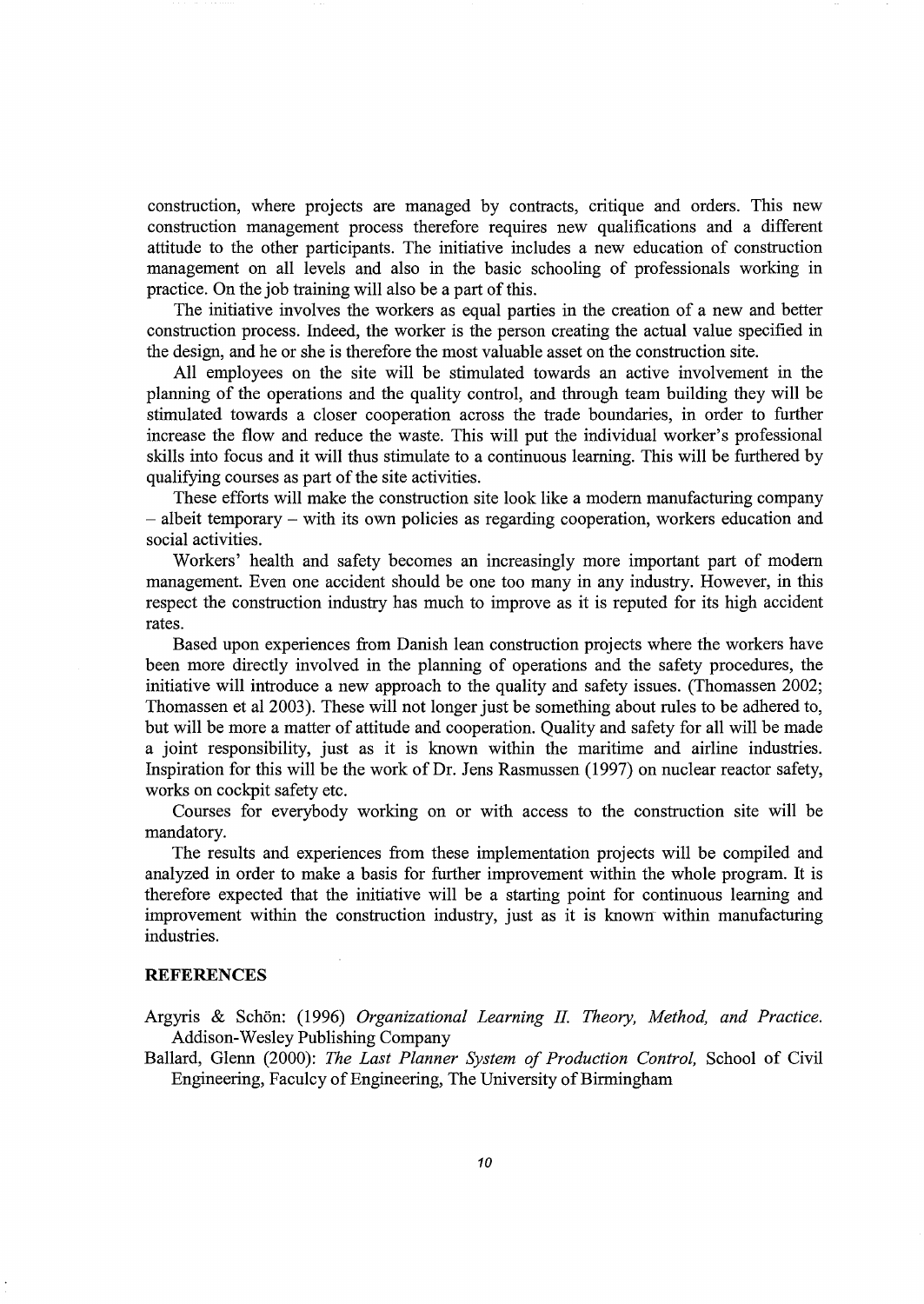construction, where projects are managed by contracts, critique and orders. This new construction management process therefore requires new qualifications and a different attitude to the other participants. The initiative includes a new education of construction management on all levels and also in the basic schooling of professionals working in practice. On the job training will also be a part of this.

The initiative involves the workers as equal parties in the creation of a new and better construction process. Indeed, the worker is the person creating the actual value specified in the design, and he or she is therefore the most valuable asset on the construction site.

All employees on the site will be stimulated towards an active involvement in the planning of the operations and the quality control, and through team building they will be stimulated towards a closer cooperation across the trade boundaries, in order to further increase the flow and reduce the waste. This will put the individual worker's professional skills into focus and it will thus stimulate to a continuous learning. This will be furthered by qualifying courses as part of the site activities.

These efforts will make the construction site look like a modern manufacturing company – albeit temporary – with its own policies as regarding cooperation, workers education and social activities.

Workers' health and safety becomes an increasingly more important part of modern management. Even one accident should be one too many in any industry. However, in this respect the construction industry has much to improve as it is reputed for its high accident rates.

Based upon experiences from Danish lean construction projects where the workers have been more directly involved in the planning of operations and the safety procedures, the initiative will introduce a new approach to the quality and safety issues. (Thomassen 2002; Thomassen et al 2003). These will not longer just be something about rules to be adhered to, but will be more a matter of attitude and cooperation. Quality and safety for all will be made a joint responsibility, just as it is known within the maritime and airline industries. Inspiration for this will be the work of Dr. Jens Rasmussen (1997) on nuclear reactor safety, works on cockpit safety etc.

Courses for everybody working on or with access to the construction site will be mandatory.

The results and experiences from these implementation projects will be compiled and analyzed in order to make a basis for further improvement within the whole program. It is therefore expected that the initiative will be a starting point for continuous learning and improvement within the construction industry, just as it is known within manufacturing industries.

## REFERENCES

Argyris & Schön: (1996) *Organizational Learning II. Theory, Method, and Practice.* Addison-Wesley Publishing Company

Ballard, Glenn (2000): *The Last Planner System of Production Control,* School of Civil Engineering, Faculcy of Engineering, The University of Birmingham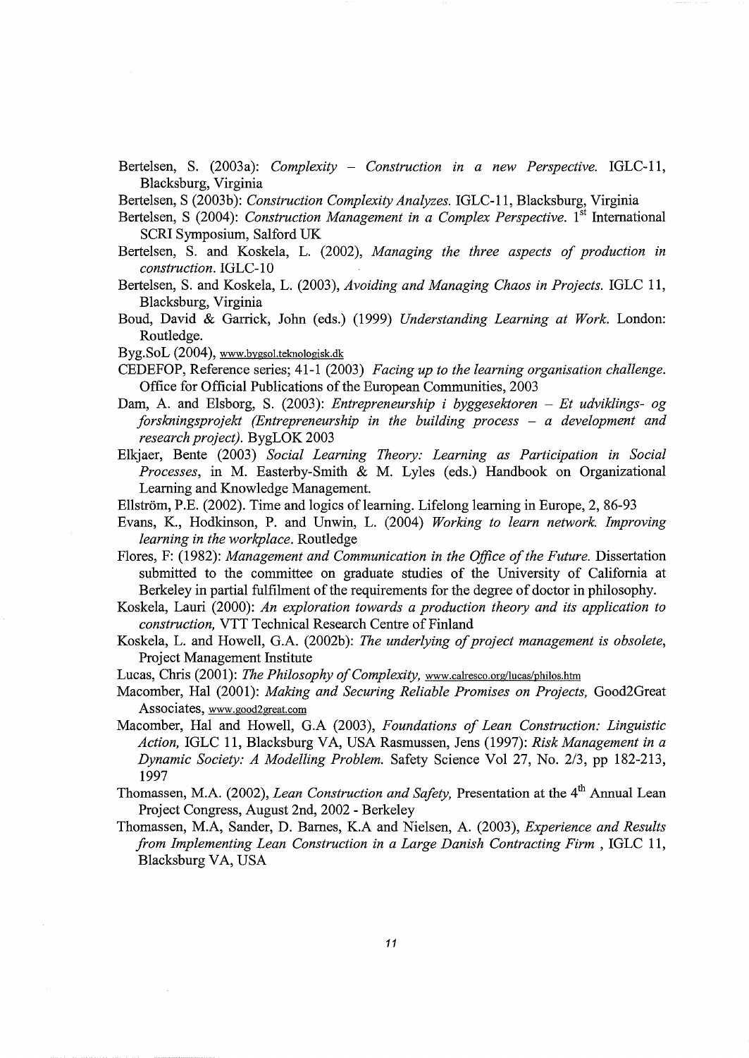Bertelsen, S. (2003a): *Complexity – Construction in a new Perspective.* IGLC-11, Blacksburg, Virginia

Bertelsen, S (2003b): *Construction Complexity Analyzes.* IGLC-11, Blacksburg, Virginia

Bertelsen, S (2004): *Construction Management in a Complex Perspective.* 1st International SCRI Symposium, Salford UK

Bertelsen, S. and Koskela, L. (2002), *Managing the three aspects of production in construction.* IGLC-10

Bertelsen, S. and Koskela, L. (2003), *Avoiding and Managing Chaos in Projects.* IGLC 11, Blacksburg, Virginia

Boud, David & Garrick, John (eds.) (1999) *Understanding Learning at Work.* London: Routledge.

Byg.SoL (2004), www.bygsol.teknologisk.dk

CEDEFOP, Reference series; 41-1 (2003) *Facing up to the learning organisation challenge.* Office for Official Publications of the European Communities, 2003

Dam, A. and Elsborg, S. (2003): *Entrepreneurship i byggesektoren – Et udviklings- og forskningsprojekt (Entrepreneurship in the building process – a development and research project).* BygLOK 2003

Elkjaer, Bente (2003) *Social Learning Theory: Learning as Participation in Social Processes*, in M. Easterby-Smith & M. Lyles (eds.) Handbook on Organizational Learning and Knowledge Management.

Ellström, P.E. (2002). Time and logics of learning. Lifelong learning in Europe, 2, 86-93

Evans, K., Hodkinson, P. and Unwin, L. (2004) *Working to learn network. Improving learning in the workplace.* Routledge

Flores, F: (1982): *Management and Communication in the Office of the Future.* Dissertation submitted to the committee on graduate studies of the University of California at Berkeley in partial fulfilment of the requirements for the degree of doctor in philosophy.

Koskela, Lauri (2000): *An exploration towards a production theory and its application to construction,* VTT Technical Research Centre of Finland

Koskela, L. and Howell, G.A. (2002b): *The underlying of project management is obsolete*, Project Management Institute

Lucas, Chris (2001): *The Philosophy of Complexity,* www.calresco.org/lucas/philos.htm

Macomber, Hal (2001): *Making and Securing Reliable Promises on Projects,* Good2Great Associates, www.good2great.com

Macomber, Hal and Howell, G.A (2003), *Foundations of Lean Construction: Linguistic Action,* IGLC 11, Blacksburg VA, USA Rasmussen, Jens (1997): *Risk Management in a Dynamic Society: A Modelling Problem.* Safety Science Vol 27, No. 2/3, pp 182-213, 1997

Thomassen, M.A. (2002), *Lean Construction and Safety,* Presentation at the 4th Annual Lean Project Congress, August 2nd, 2002 - Berkeley

Thomassen, M.A, Sander, D. Barnes, K.A and Nielsen, A. (2003), *Experience and Results from Implementing Lean Construction in a Large Danish Contracting Firm* , IGLC 11, Blacksburg VA, USA